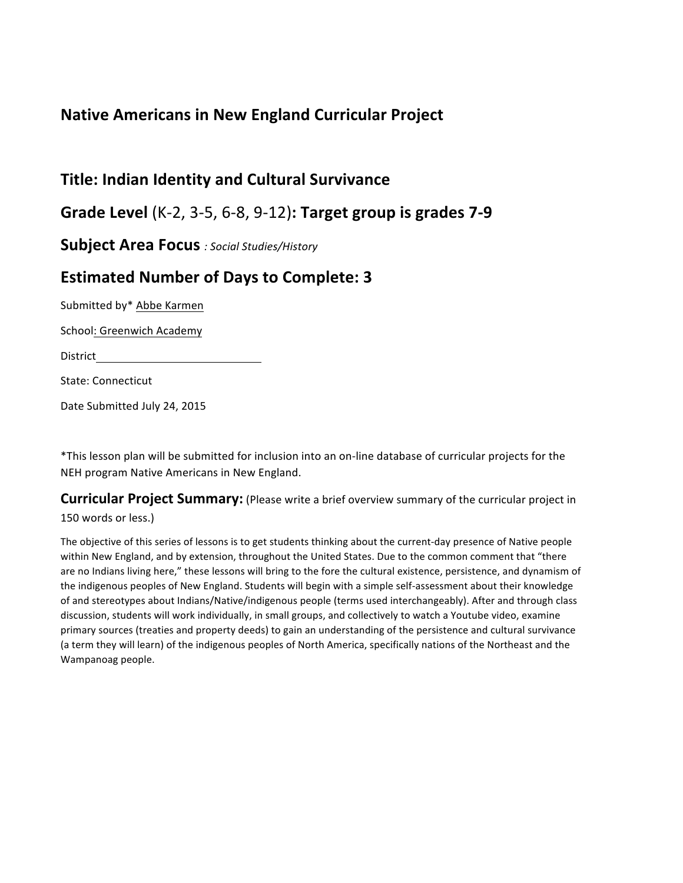## Native Americans in New England Curricular Project

## Title: Indian Identity and Cultural Survivance

## Grade Level (K-2, 3-5, 6-8, 9-12): Target group is grades 7-9

## Subject Area Focus *: Social Studies/History*

## Estimated Number of Days to Complete: 3

Submitted by* Abbe Karmen

School: Greenwich Academy

District

State: Connecticut

Date Submitted July 24, 2015

*This lesson plan will be submitted for inclusion into an on-line database of curricular projects for the NEH program Native Americans in New England.

### Curricular Project Summary: (Please write a brief overview summary of the curricular project in 150 words or less.)

The objective of this series of lessons is to get students thinking about the current-day presence of Native people within New England, and by extension, throughout the United States. Due to the common comment that "there are no Indians living here," these lessons will bring to the fore the cultural existence, persistence, and dynamism of the indigenous peoples of New England. Students will begin with a simple self-assessment about their knowledge of and stereotypes about Indians/Native/indigenous people (terms used interchangeably). After and through class discussion, students will work individually, in small groups, and collectively to watch a Youtube video, examine primary sources (treaties and property deeds) to gain an understanding of the persistence and cultural survivance (a term they will learn) of the indigenous peoples of North America, specifically nations of the Northeast and the Wampanoag people.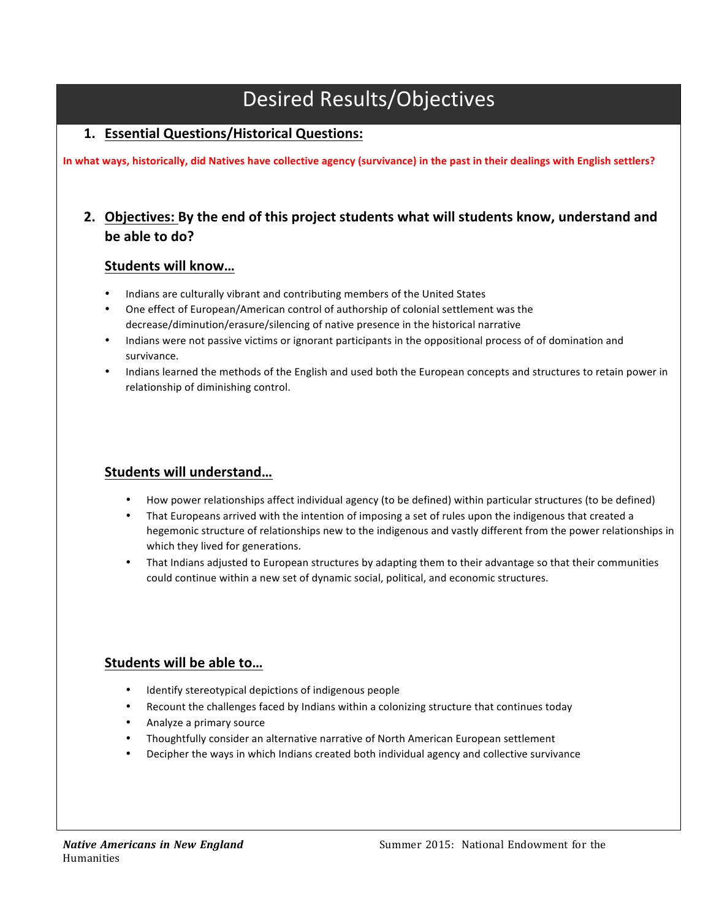# Desired Results/Objectives

## 1. Essential Questions/Historical Questions:

**In what ways, historically, did Natives have collective agency (survivance) in the past in their dealings with English settlers?**

## 2. Objectives: By the end of this project students what will students know, understand and be able to do?

### Students will know…

- Indians are culturally vibrant and contributing members of the United States
- One effect of European/American control of authorship of colonial settlement was the decrease/diminution/erasure/silencing of native presence in the historical narrative
- Indians were not passive victims or ignorant participants in the oppositional process of of domination and survivance.
- Indians learned the methods of the English and used both the European concepts and structures to retain power in relationship of diminishing control.

### Students will understand…

- How power relationships affect individual agency (to be defined) within particular structures (to be defined)
- That Europeans arrived with the intention of imposing a set of rules upon the indigenous that created a hegemonic structure of relationships new to the indigenous and vastly different from the power relationships in which they lived for generations.
- That Indians adjusted to European structures by adapting them to their advantage so that their communities could continue within a new set of dynamic social, political, and economic structures.

### Students will be able to…

- Identify stereotypical depictions of indigenous people
- Recount the challenges faced by Indians within a colonizing structure that continues today
- Analyze a primary source
- Thoughtfully consider an alternative narrative of North American European settlement
- Decipher the ways in which Indians created both individual agency and collective survivance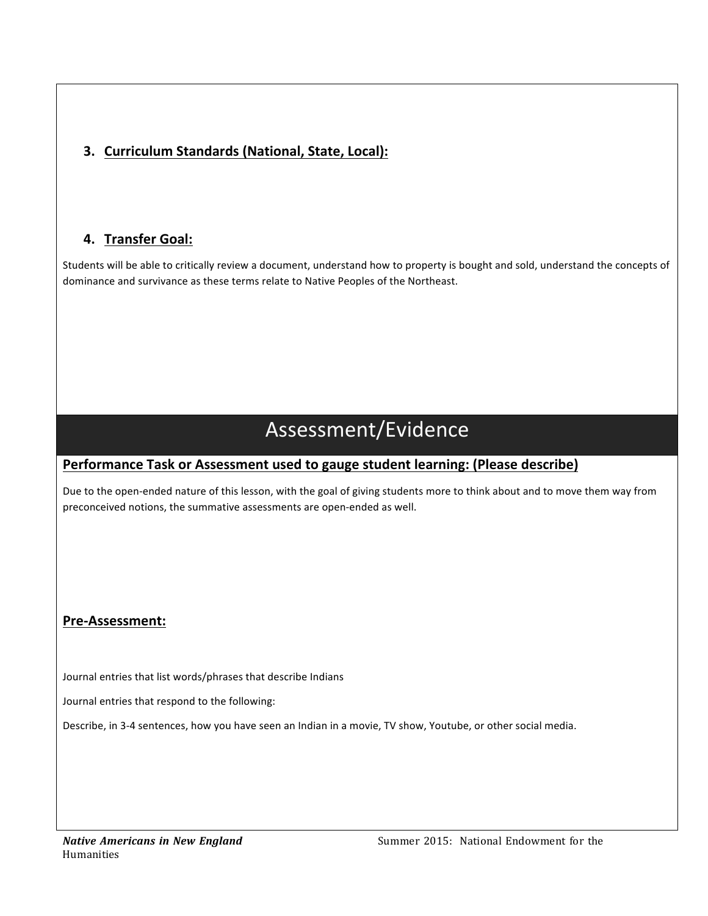3. **Curriculum Standards (National, State, Local):**

4. **Transfer Goal:**

Students will be able to critically review a document, understand how to property is bought and sold, understand the concepts of dominance and survivance as these terms relate to Native Peoples of the Northeast.

# Assessment/Evidence

## Performance Task or Assessment used to gauge student learning: (Please describe)

Due to the open-ended nature of this lesson, with the goal of giving students more to think about and to move them way from preconceived notions, the summative assessments are open-ended as well.

## Pre-Assessment:

Journal entries that list words/phrases that describe Indians

Journal entries that respond to the following:

Describe, in 3-4 sentences, how you have seen an Indian in a movie, TV show, Youtube, or other social media.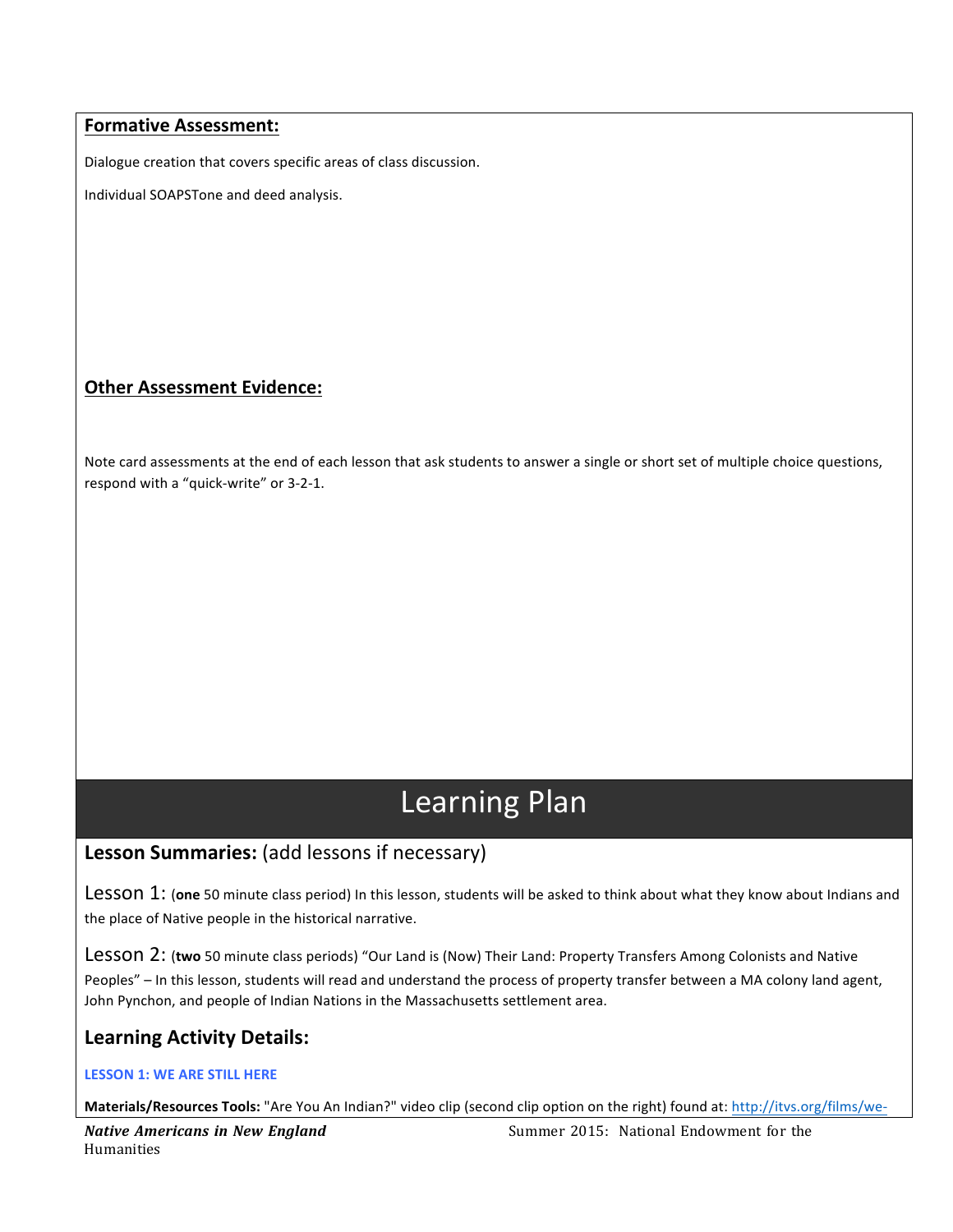**Formative Assessment:**

Dialogue creation that covers specific areas of class discussion.

Individual SOAPSTone and deed analysis.

**Other Assessment Evidence:**

Note card assessments at the end of each lesson that ask students to answer a single or short set of multiple choice questions, respond with a "quick-write" or 3-2-1.

# Learning Plan

## Lesson Summaries: (add lessons if necessary)

Lesson 1: (**one** 50 minute class period) In this lesson, students will be asked to think about what they know about Indians and the place of Native people in the historical narrative.

Lesson 2: (**two** 50 minute class periods) "Our Land is (Now) Their Land: Property Transfers Among Colonists and Native Peoples" – In this lesson, students will read and understand the process of property transfer between a MA colony land agent, John Pynchon, and people of Indian Nations in the Massachusetts settlement area.

## Learning Activity Details:

**LESSON 1: WE ARE STILL HERE**

**Materials/Resources Tools:** "Are You An Indian?" video clip (second clip option on the right) found at: http://itvs.org/films/we-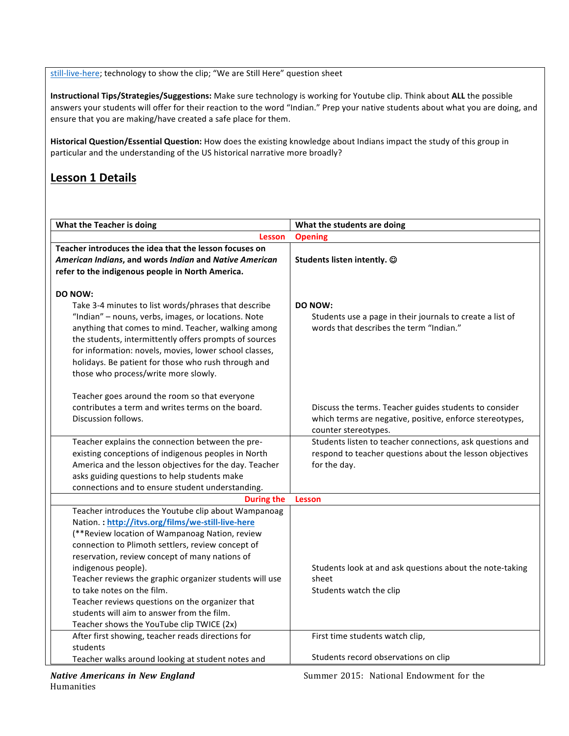still-live-here; technology to show the clip; "We are Still Here" question sheet

**Instructional Tips/Strategies/Suggestions:** Make sure technology is working for Youtube clip. Think about **ALL** the possible answers your students will offer for their reaction to the word "Indian." Prep your native students about what you are doing, and ensure that you are making/have created a safe place for them.

**Historical Question/Essential Question:** How does the existing knowledge about Indians impact the study of this group in particular and the understanding of the US historical narrative more broadly?

## Lesson 1 Details

| What the Teacher is doing | What the students are doing |
|---|---|
| **Lesson** | **Opening** |
| **Teacher introduces the idea that the lesson focuses on *American Indians*, and words *Indian* and *Native American* refer to the indigenous people in North America.**<br><br>**DO NOW:**<br>Take 3-4 minutes to list words/phrases that describe "Indian" – nouns, verbs, images, or locations. Note anything that comes to mind. Teacher, walking among the students, intermittently offers prompts of sources for information: novels, movies, lower school classes, holidays. Be patient for those who rush through and those who process/write more slowly.<br><br>Teacher goes around the room so that everyone contributes a term and writes terms on the board. Discussion follows. | **Students listen intently. ☺**<br><br>**DO NOW:**<br>Students use a page in their journals to create a list of words that describes the term "Indian."<br><br>Discuss the terms. Teacher guides students to consider which terms are negative, positive, enforce stereotypes, counter stereotypes. |
| Teacher explains the connection between the pre-existing conceptions of indigenous peoples in North America and the lesson objectives for the day. Teacher asks guiding questions to help students make connections and to ensure student understanding. | Students listen to teacher connections, ask questions and respond to teacher questions about the lesson objectives for the day. |
| **During the** | **Lesson** |
| Teacher introduces the Youtube clip about Wampanoag Nation. : **http://itvs.org/films/we-still-live-here**<br>(**Review location of Wampanoag Nation, review connection to Plimoth settlers, review concept of reservation, review concept of many nations of indigenous people).<br>Teacher reviews the graphic organizer students will use to take notes on the film.<br>Teacher reviews questions on the organizer that students will aim to answer from the film.<br>Teacher shows the YouTube clip TWICE (2x) | Students look at and ask questions about the note-taking sheet<br>Students watch the clip |
| After first showing, teacher reads directions for students<br>Teacher walks around looking at student notes and | First time students watch clip,<br><br>Students record observations on clip |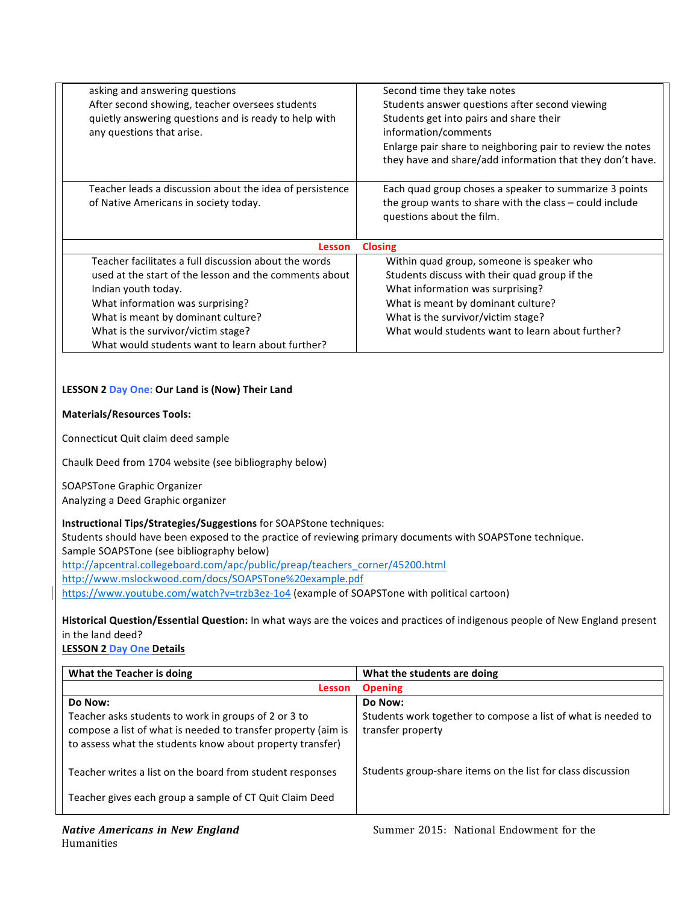| | |
|---|---|
| asking and answering questions<br>After second showing, teacher oversees students quietly answering questions and is ready to help with any questions that arise. | Second time they take notes<br>Students answer questions after second viewing<br>Students get into pairs and share their information/comments<br>Enlarge pair share to neighboring pair to review the notes they have and share/add information that they don't have. |
| Teacher leads a discussion about the idea of persistence of Native Americans in society today. | Each quad group choses a speaker to summarize 3 points the group wants to share with the class – could include questions about the film. |
| **Lesson** | **Closing** |
| Teacher facilitates a full discussion about the words used at the start of the lesson and the comments about Indian youth today.<br>What information was surprising?<br>What is meant by dominant culture?<br>What is the survivor/victim stage?<br>What would students want to learn about further? | Within quad group, someone is speaker who<br>Students discuss with their quad group if the<br>What information was surprising?<br>What is meant by dominant culture?<br>What is the survivor/victim stage?<br>What would students want to learn about further? |

**LESSON 2 Day One: Our Land is (Now) Their Land**

**Materials/Resources Tools:**

Connecticut Quit claim deed sample

Chaulk Deed from 1704 website (see bibliography below)

SOAPSTone Graphic Organizer
Analyzing a Deed Graphic organizer

**Instructional Tips/Strategies/Suggestions** for SOAPStone techniques:
Students should have been exposed to the practice of reviewing primary documents with SOAPSTone technique.
Sample SOAPSTone (see bibliography below)
http://apcentral.collegeboard.com/apc/public/preap/teachers_corner/45200.html
http://www.mslockwood.com/docs/SOAPSTone%20example.pdf
https://www.youtube.com/watch?v=trzb3ez-1o4 (example of SOAPSTone with political cartoon)

**Historical Question/Essential Question:** In what ways are the voices and practices of indigenous people of New England present in the land deed?

**LESSON 2 Day One Details**

| What the Teacher is doing | What the students are doing |
|---|---|
| **Lesson** | **Opening** |
| **Do Now:**<br>Teacher asks students to work in groups of 2 or 3 to compose a list of what is needed to transfer property (aim is to assess what the students know about property transfer) | **Do Now:**<br>Students work together to compose a list of what is needed to transfer property |
| Teacher writes a list on the board from student responses | Students group-share items on the list for class discussion |
| Teacher gives each group a sample of CT Quit Claim Deed | |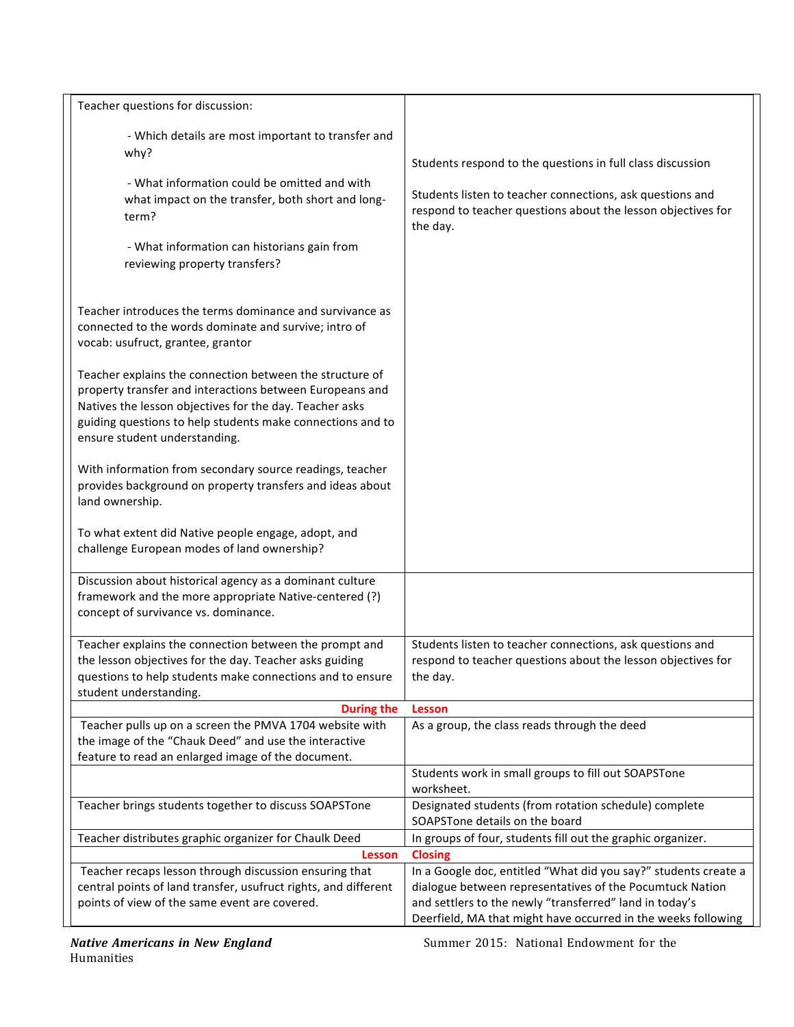| | |
|---|---|
| Teacher questions for discussion:<br><br>- Which details are most important to transfer and why?<br><br>- What information could be omitted and with what impact on the transfer, both short and long-term?<br><br>- What information can historians gain from reviewing property transfers?<br><br>Teacher introduces the terms dominance and survivance as connected to the words dominate and survive; intro of vocab: usufruct, grantee, grantor<br><br>Teacher explains the connection between the structure of property transfer and interactions between Europeans and Natives the lesson objectives for the day. Teacher asks guiding questions to help students make connections and to ensure student understanding.<br><br>With information from secondary source readings, teacher provides background on property transfers and ideas about land ownership.<br><br>To what extent did Native people engage, adopt, and challenge European modes of land ownership? | Students respond to the questions in full class discussion<br><br>Students listen to teacher connections, ask questions and respond to teacher questions about the lesson objectives for the day. |
| Discussion about historical agency as a dominant culture framework and the more appropriate Native-centered (?) concept of survivance vs. dominance. | |
| Teacher explains the connection between the prompt and the lesson objectives for the day. Teacher asks guiding questions to help students make connections and to ensure student understanding. | Students listen to teacher connections, ask questions and respond to teacher questions about the lesson objectives for the day. |
| **During the** | **Lesson** |
| Teacher pulls up on a screen the PMVA 1704 website with the image of the "Chauk Deed" and use the interactive feature to read an enlarged image of the document. | As a group, the class reads through the deed |
| | Students work in small groups to fill out SOAPSTone worksheet. |
| Teacher brings students together to discuss SOAPSTone | Designated students (from rotation schedule) complete SOAPSTone details on the board |
| Teacher distributes graphic organizer for Chaulk Deed | In groups of four, students fill out the graphic organizer. |
| **Lesson** | **Closing** |
| Teacher recaps lesson through discussion ensuring that central points of land transfer, usufruct rights, and different points of view of the same event are covered. | In a Google doc, entitled "What did you say?" students create a dialogue between representatives of the Pocumtuck Nation and settlers to the newly "transferred" land in today's Deerfield, MA that might have occurred in the weeks following |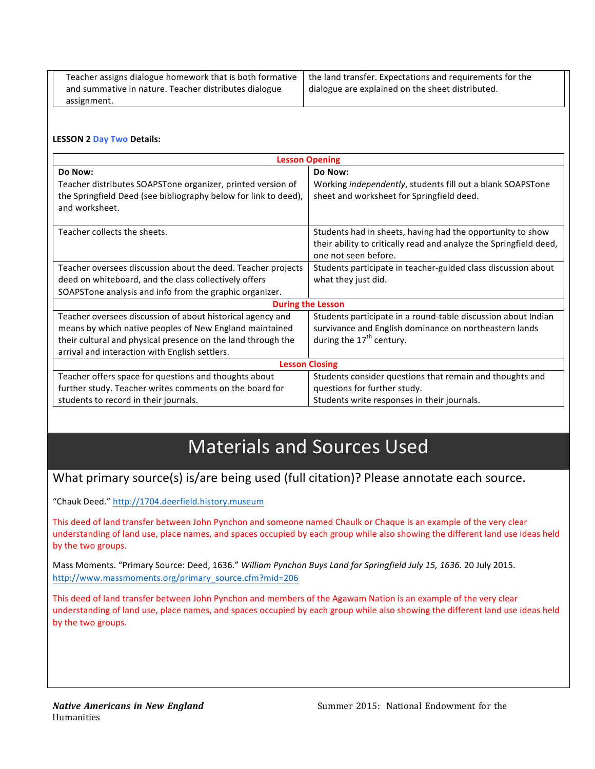| | |
|---|---|
| Teacher assigns dialogue homework that is both formative and summative in nature. Teacher distributes dialogue assignment. | the land transfer. Expectations and requirements for the dialogue are explained on the sheet distributed. |

**LESSON 2 Day Two Details:**

| Lesson Opening | |
|---|---|
| **Do Now:** Teacher distributes SOAPSTone organizer, printed version of the Springfield Deed (see bibliography below for link to deed), and worksheet. | **Do Now:** Working *independently*, students fill out a blank SOAPSTone sheet and worksheet for Springfield deed. |
| Teacher collects the sheets. | Students had in sheets, having had the opportunity to show their ability to critically read and analyze the Springfield deed, one not seen before. |
| Teacher oversees discussion about the deed. Teacher projects deed on whiteboard, and the class collectively offers SOAPSTone analysis and info from the graphic organizer. | Students participate in teacher-guided class discussion about what they just did. |
| **During the Lesson** | |
| Teacher oversees discussion of about historical agency and means by which native peoples of New England maintained their cultural and physical presence on the land through the arrival and interaction with English settlers. | Students participate in a round-table discussion about Indian survivance and English dominance on northeastern lands during the 17th century. |
| **Lesson Closing** | |
| Teacher offers space for questions and thoughts about further study. Teacher writes comments on the board for students to record in their journals. | Students consider questions that remain and thoughts and questions for further study. Students write responses in their journals. |

# Materials and Sources Used

## What primary source(s) is/are being used (full citation)? Please annotate each source.

"Chauk Deed." http://1704.deerfield.history.museum

This deed of land transfer between John Pynchon and someone named Chaulk or Chaque is an example of the very clear understanding of land use, place names, and spaces occupied by each group while also showing the different land use ideas held by the two groups.

Mass Moments. "Primary Source: Deed, 1636." *William Pynchon Buys Land for Springfield July 15, 1636.* 20 July 2015. http://www.massmoments.org/primary_source.cfm?mid=206

This deed of land transfer between John Pynchon and members of the Agawam Nation is an example of the very clear understanding of land use, place names, and spaces occupied by each group while also showing the different land use ideas held by the two groups.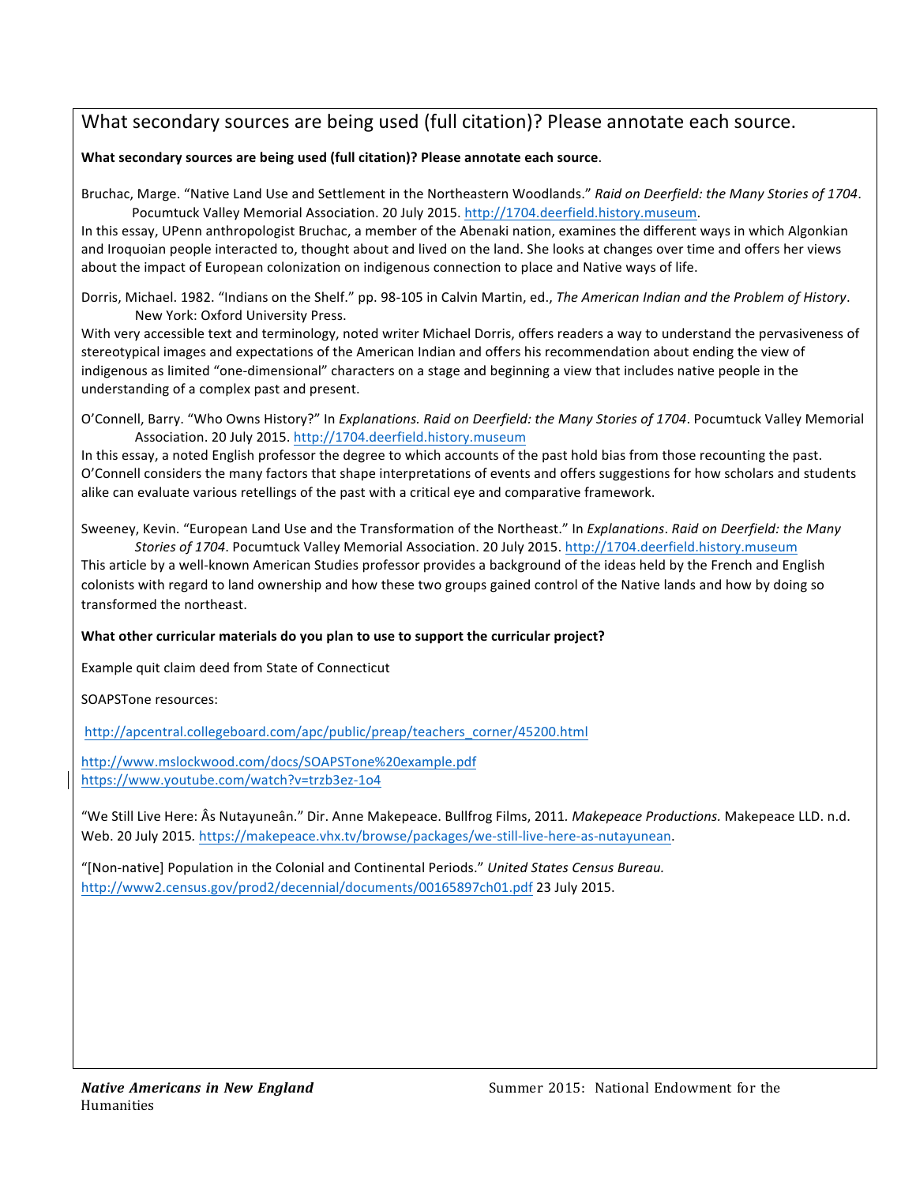## What secondary sources are being used (full citation)? Please annotate each source.

**What secondary sources are being used (full citation)? Please annotate each source**.

Bruchac, Marge. "Native Land Use and Settlement in the Northeastern Woodlands." *Raid on Deerfield: the Many Stories of 1704*. Pocumtuck Valley Memorial Association. 20 July 2015. http://1704.deerfield.history.museum.

In this essay, UPenn anthropologist Bruchac, a member of the Abenaki nation, examines the different ways in which Algonkian and Iroquoian people interacted to, thought about and lived on the land. She looks at changes over time and offers her views about the impact of European colonization on indigenous connection to place and Native ways of life.

Dorris, Michael. 1982. "Indians on the Shelf." pp. 98-105 in Calvin Martin, ed., *The American Indian and the Problem of History*. New York: Oxford University Press.

With very accessible text and terminology, noted writer Michael Dorris, offers readers a way to understand the pervasiveness of stereotypical images and expectations of the American Indian and offers his recommendation about ending the view of indigenous as limited "one-dimensional" characters on a stage and beginning a view that includes native people in the understanding of a complex past and present.

O'Connell, Barry. "Who Owns History?" In *Explanations. Raid on Deerfield: the Many Stories of 1704*. Pocumtuck Valley Memorial Association. 20 July 2015. http://1704.deerfield.history.museum

In this essay, a noted English professor the degree to which accounts of the past hold bias from those recounting the past. O'Connell considers the many factors that shape interpretations of events and offers suggestions for how scholars and students alike can evaluate various retellings of the past with a critical eye and comparative framework.

Sweeney, Kevin. "European Land Use and the Transformation of the Northeast." In *Explanations*. *Raid on Deerfield: the Many Stories of 1704*. Pocumtuck Valley Memorial Association. 20 July 2015. http://1704.deerfield.history.museum

This article by a well-known American Studies professor provides a background of the ideas held by the French and English colonists with regard to land ownership and how these two groups gained control of the Native lands and how by doing so transformed the northeast.

**What other curricular materials do you plan to use to support the curricular project?**

Example quit claim deed from State of Connecticut

SOAPSTone resources:

http://apcentral.collegeboard.com/apc/public/preap/teachers_corner/45200.html

http://www.mslockwood.com/docs/SOAPSTone%20example.pdf
https://www.youtube.com/watch?v=trzb3ez-1o4

"We Still Live Here: Âs Nutayuneân." Dir. Anne Makepeace. Bullfrog Films, 2011. *Makepeace Productions.* Makepeace LLD. n.d. Web. 20 July 2015. https://makepeace.vhx.tv/browse/packages/we-still-live-here-as-nutayunean.

"[Non-native] Population in the Colonial and Continental Periods." *United States Census Bureau.* http://www2.census.gov/prod2/decennial/documents/00165897ch01.pdf 23 July 2015.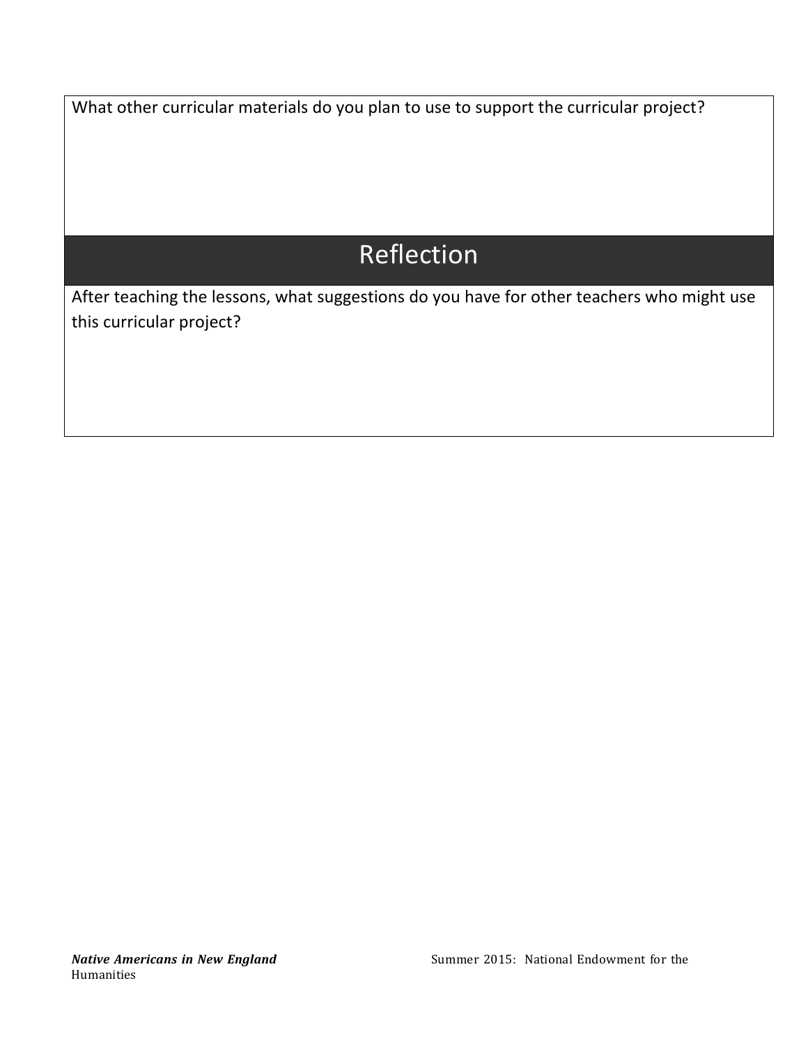What other curricular materials do you plan to use to support the curricular project?

## Reflection

After teaching the lessons, what suggestions do you have for other teachers who might use this curricular project?